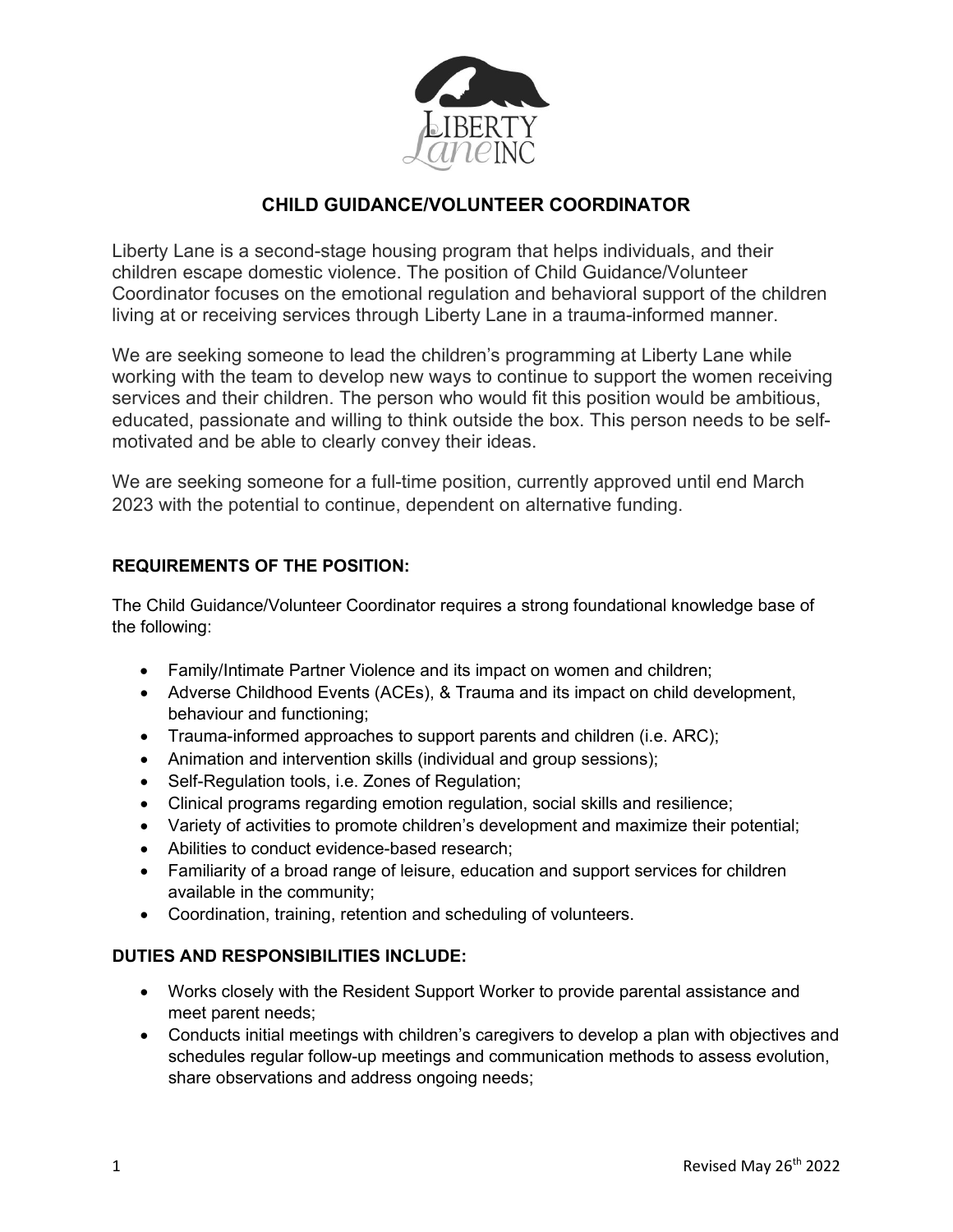# CHILD GUIDANCE/VOLUNTEER COORDINATOR

Liberty Lane is a second-stage housing program that helps individuals, and their children escape domestic violence. The position of Child Guidance/Volunteer Coordinator focuses on the emotional regulation and behavioral support of the children living at or receiving services through Liberty Lane in a trauma-informed manner.

We are seeking someone to lead the children's programming at Liberty Lane while working with the team to develop new ways to continue to support the women receiving services and their children. The person who would fit this position would be ambitious, educated, passionate and willing to think outside the box. This person needs to be self-motivated and be able to clearly convey their ideas.

We are seeking someone for a full-time position, currently approved until end March 2023 with the potential to continue, dependent on alternative funding.

## REQUIREMENTS OF THE POSITION:

The Child Guidance/Volunteer Coordinator requires a strong foundational knowledge base of the following:

- Family/Intimate Partner Violence and its impact on women and children;
- Adverse Childhood Events (ACEs), & Trauma and its impact on child development, behaviour and functioning;
- Trauma-informed approaches to support parents and children (i.e. ARC);
- Animation and intervention skills (individual and group sessions);
- Self-Regulation tools, i.e. Zones of Regulation;
- Clinical programs regarding emotion regulation, social skills and resilience;
- Variety of activities to promote children's development and maximize their potential;
- Abilities to conduct evidence-based research;
- Familiarity of a broad range of leisure, education and support services for children available in the community;
- Coordination, training, retention and scheduling of volunteers.

## DUTIES AND RESPONSIBILITIES INCLUDE:

- Works closely with the Resident Support Worker to provide parental assistance and meet parent needs;
- Conducts initial meetings with children's caregivers to develop a plan with objectives and schedules regular follow-up meetings and communication methods to assess evolution, share observations and address ongoing needs;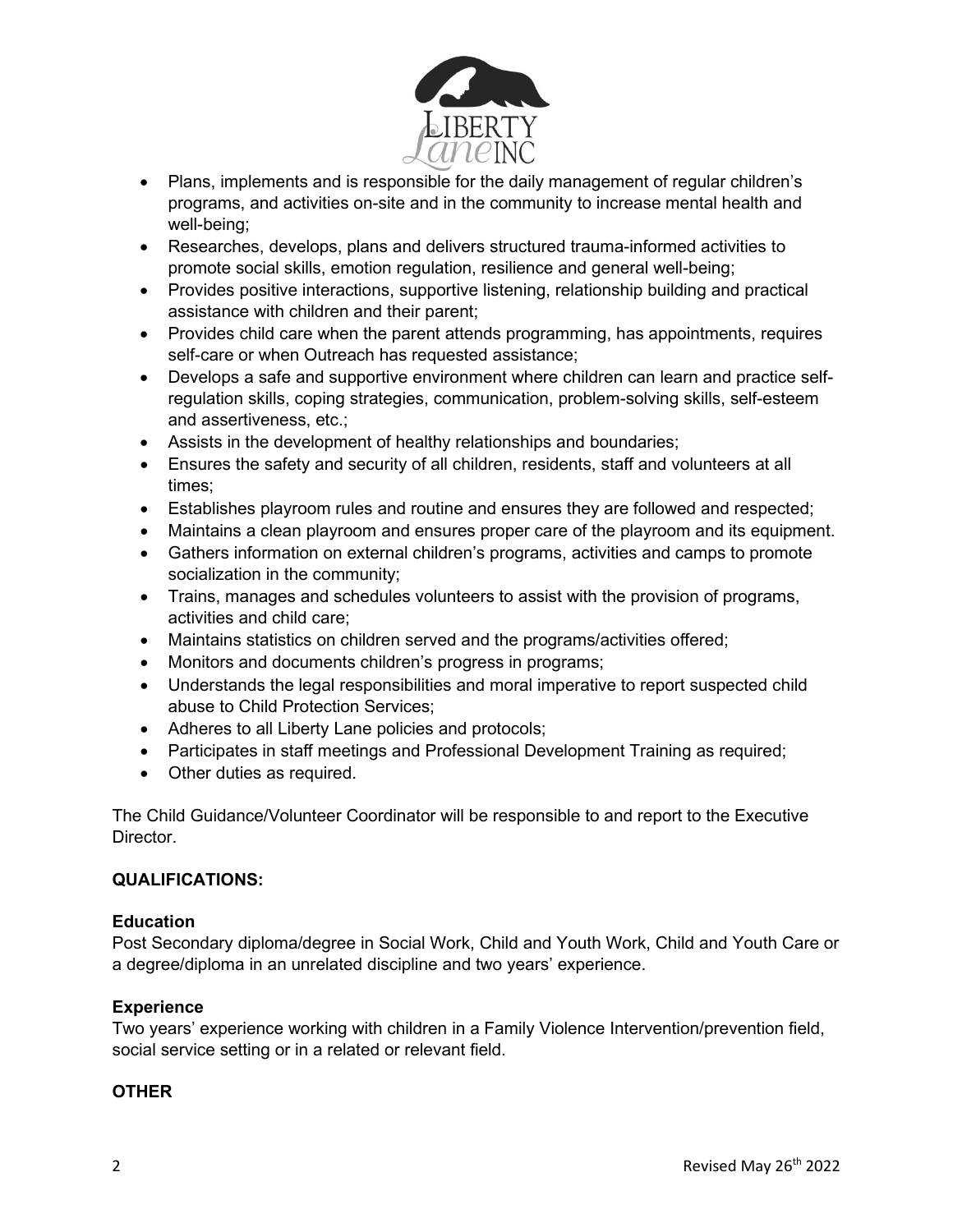- Plans, implements and is responsible for the daily management of regular children's programs, and activities on-site and in the community to increase mental health and well-being;
- Researches, develops, plans and delivers structured trauma-informed activities to promote social skills, emotion regulation, resilience and general well-being;
- Provides positive interactions, supportive listening, relationship building and practical assistance with children and their parent;
- Provides child care when the parent attends programming, has appointments, requires self-care or when Outreach has requested assistance;
- Develops a safe and supportive environment where children can learn and practice self-regulation skills, coping strategies, communication, problem-solving skills, self-esteem and assertiveness, etc.;
- Assists in the development of healthy relationships and boundaries;
- Ensures the safety and security of all children, residents, staff and volunteers at all times;
- Establishes playroom rules and routine and ensures they are followed and respected;
- Maintains a clean playroom and ensures proper care of the playroom and its equipment.
- Gathers information on external children's programs, activities and camps to promote socialization in the community;
- Trains, manages and schedules volunteers to assist with the provision of programs, activities and child care;
- Maintains statistics on children served and the programs/activities offered;
- Monitors and documents children's progress in programs;
- Understands the legal responsibilities and moral imperative to report suspected child abuse to Child Protection Services;
- Adheres to all Liberty Lane policies and protocols;
- Participates in staff meetings and Professional Development Training as required;
- Other duties as required.

The Child Guidance/Volunteer Coordinator will be responsible to and report to the Executive Director.

## QUALIFICATIONS:

### Education

Post Secondary diploma/degree in Social Work, Child and Youth Work, Child and Youth Care or a degree/diploma in an unrelated discipline and two years' experience.

### Experience

Two years' experience working with children in a Family Violence Intervention/prevention field, social service setting or in a related or relevant field.

## OTHER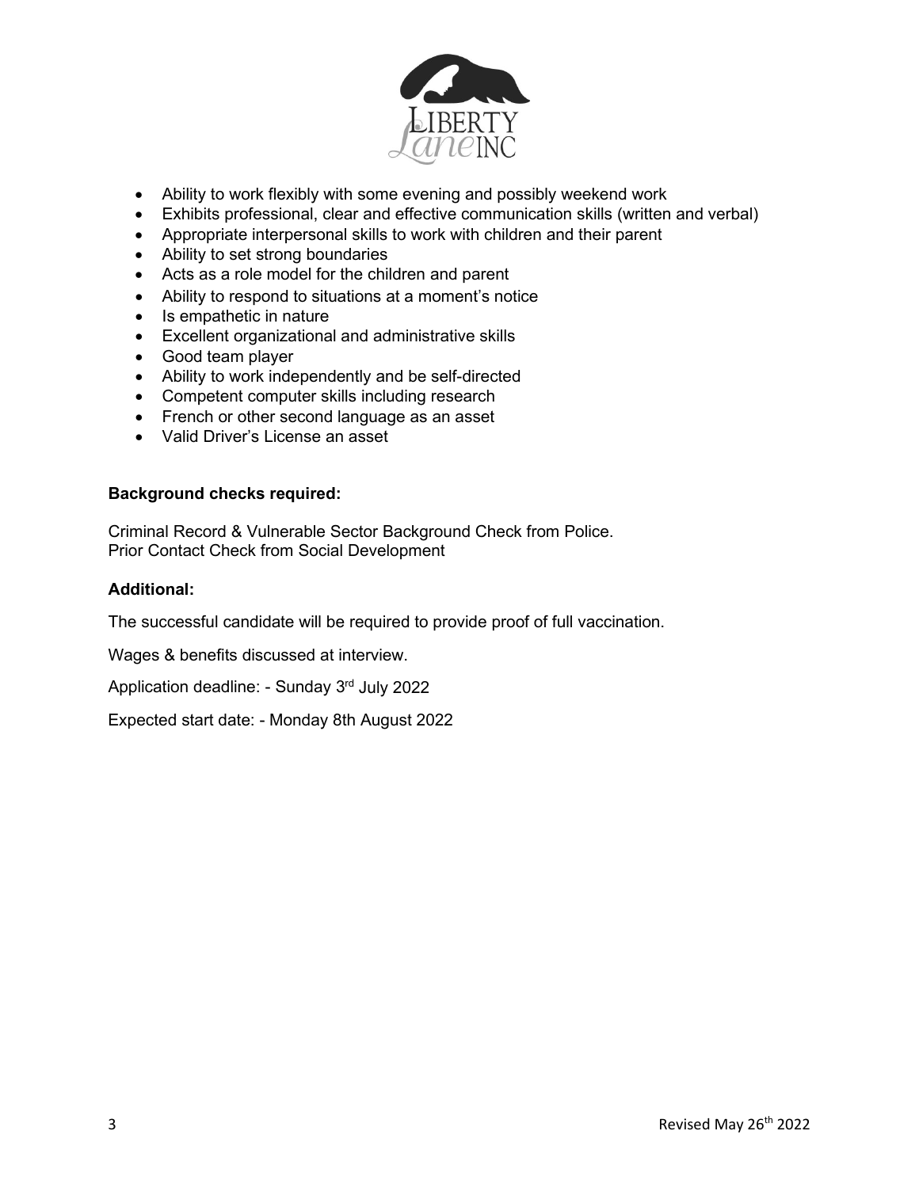- Ability to work flexibly with some evening and possibly weekend work
- Exhibits professional, clear and effective communication skills (written and verbal)
- Appropriate interpersonal skills to work with children and their parent
- Ability to set strong boundaries
- Acts as a role model for the children and parent
- Ability to respond to situations at a moment's notice
- Is empathetic in nature
- Excellent organizational and administrative skills
- Good team player
- Ability to work independently and be self-directed
- Competent computer skills including research
- French or other second language as an asset
- Valid Driver's License an asset

**Background checks required:**

Criminal Record & Vulnerable Sector Background Check from Police.
Prior Contact Check from Social Development

**Additional:**

The successful candidate will be required to provide proof of full vaccination.

Wages & benefits discussed at interview.

Application deadline: - Sunday 3rd July 2022

Expected start date: - Monday 8th August 2022

Revised May 26th 2022